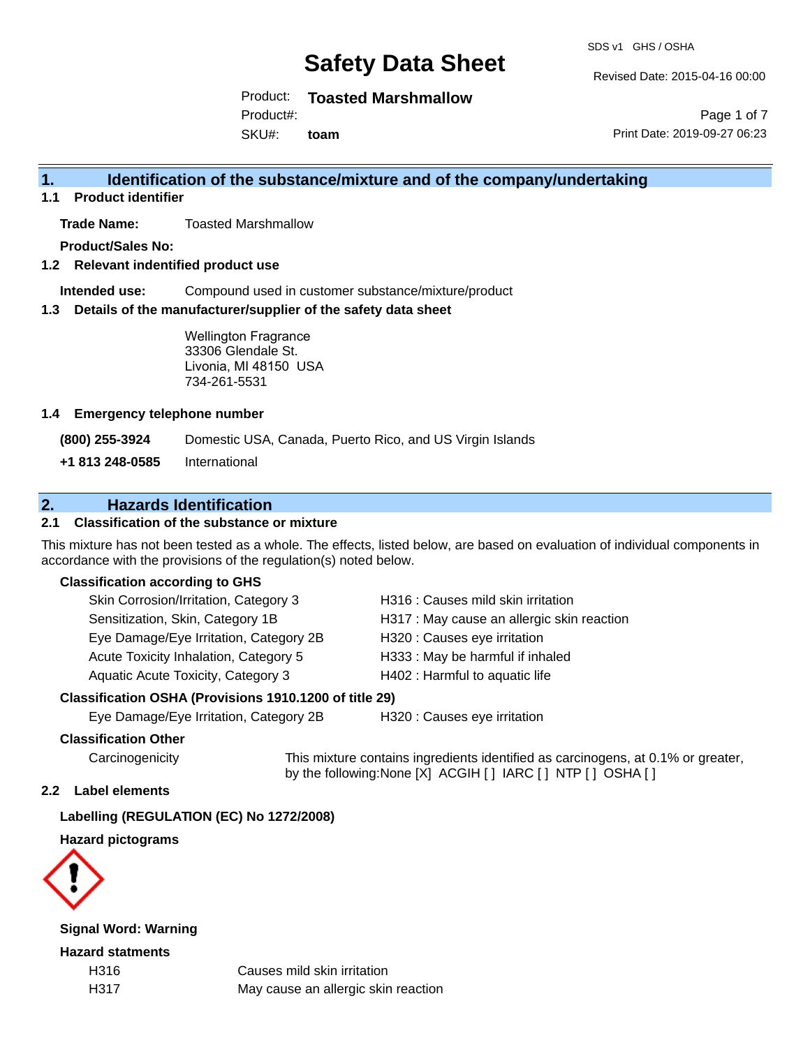# Safety Data Sheet

SDS v1 GHS / OSHA

Revised Date: 2015-04-16 00:00

Product: **Toasted Marshmallow**

Product#:

SKU#: **toam**

Print Date: 2019-09-27 06:23

## 1. Identification of the substance/mixture and of the company/undertaking

### 1.1 Product identifier

**Trade Name:** Toasted Marshmallow

**Product/Sales No:**

### 1.2 Relevant indentified product use

**Intended use:** Compound used in customer substance/mixture/product

### 1.3 Details of the manufacturer/supplier of the safety data sheet

Wellington Fragrance
33306 Glendale St.
Livonia, MI 48150 USA
734-261-5531

### 1.4 Emergency telephone number

**(800) 255-3924** Domestic USA, Canada, Puerto Rico, and US Virgin Islands

**+1 813 248-0585** International

## 2. Hazards Identification

### 2.1 Classification of the substance or mixture

This mixture has not been tested as a whole. The effects, listed below, are based on evaluation of individual components in accordance with the provisions of the regulation(s) noted below.

**Classification according to GHS**

| | |
|---|---|
| Skin Corrosion/Irritation, Category 3 | H316 : Causes mild skin irritation |
| Sensitization, Skin, Category 1B | H317 : May cause an allergic skin reaction |
| Eye Damage/Eye Irritation, Category 2B | H320 : Causes eye irritation |
| Acute Toxicity Inhalation, Category 5 | H333 : May be harmful if inhaled |
| Aquatic Acute Toxicity, Category 3 | H402 : Harmful to aquatic life |

**Classification OSHA (Provisions 1910.1200 of title 29)**

| | |
|---|---|
| Eye Damage/Eye Irritation, Category 2B | H320 : Causes eye irritation |

**Classification Other**

Carcinogenicity: This mixture contains ingredients identified as carcinogens, at 0.1% or greater, by the following:None [X] ACGIH [ ] IARC [ ] NTP [ ] OSHA [ ]

### 2.2 Label elements

**Labelling (REGULATION (EC) No 1272/2008)**

**Hazard pictograms**

**Signal Word: Warning**

**Hazard statments**

| | |
|---|---|
| H316 | Causes mild skin irritation |
| H317 | May cause an allergic skin reaction |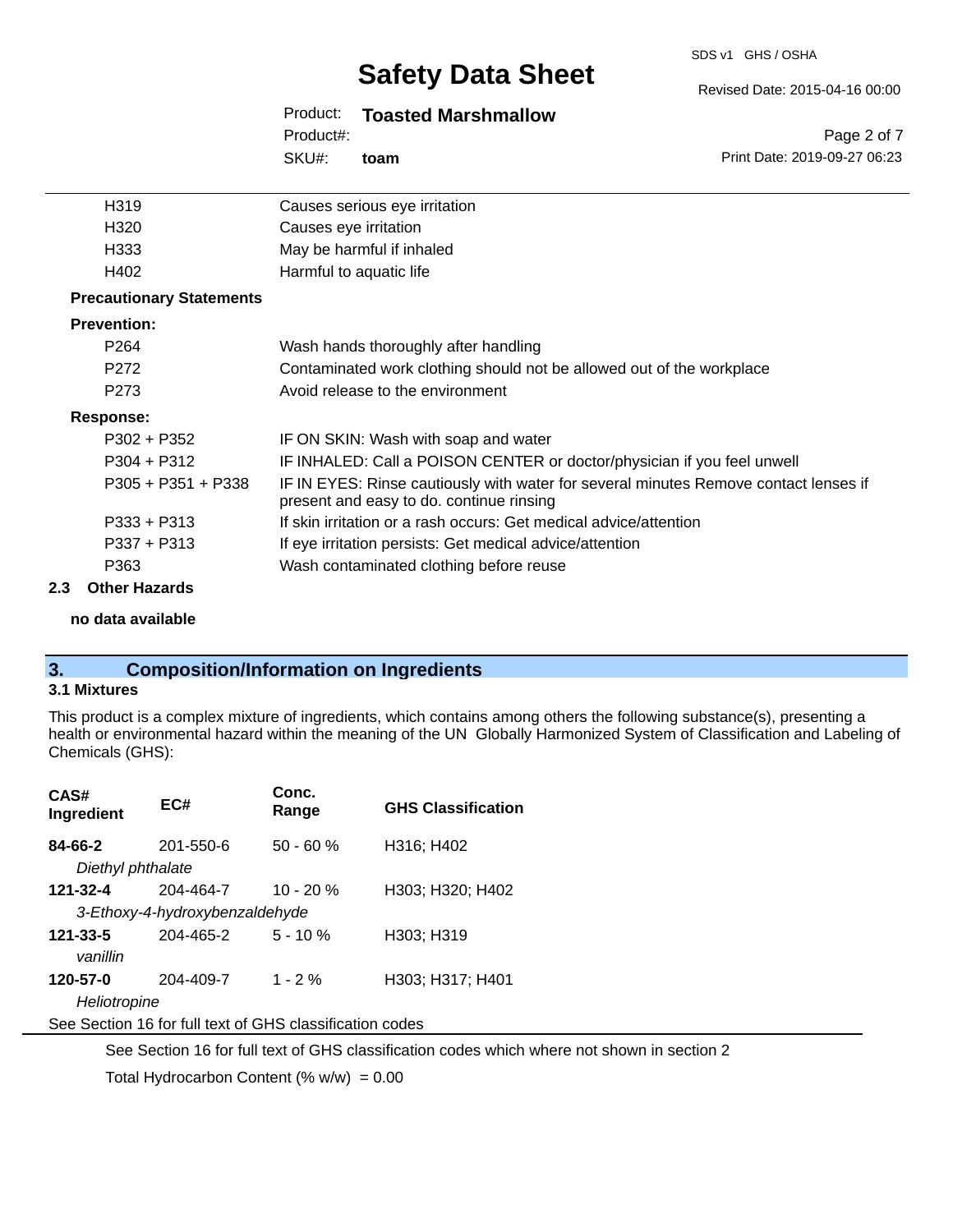| | |
|---|---|
| H319 | Causes serious eye irritation |
| H320 | Causes eye irritation |
| H333 | May be harmful if inhaled |
| H402 | Harmful to aquatic life |

**Precautionary Statements**

**Prevention:**

| | |
|---|---|
| P264 | Wash hands thoroughly after handling |
| P272 | Contaminated work clothing should not be allowed out of the workplace |
| P273 | Avoid release to the environment |

**Response:**

| | |
|---|---|
| P302 + P352 | IF ON SKIN: Wash with soap and water |
| P304 + P312 | IF INHALED: Call a POISON CENTER or doctor/physician if you feel unwell |
| P305 + P351 + P338 | IF IN EYES: Rinse cautiously with water for several minutes Remove contact lenses if present and easy to do. continue rinsing |
| P333 + P313 | If skin irritation or a rash occurs: Get medical advice/attention |
| P337 + P313 | If eye irritation persists: Get medical advice/attention |
| P363 | Wash contaminated clothing before reuse |

### 2.3 Other Hazards

**no data available**

## 3. Composition/Information on Ingredients

### 3.1 Mixtures

This product is a complex mixture of ingredients, which contains among others the following substance(s), presenting a health or environmental hazard within the meaning of the UN Globally Harmonized System of Classification and Labeling of Chemicals (GHS):

| CAS# Ingredient | EC# | Conc. Range | GHS Classification |
|---|---|---|---|
| **84-66-2** *Diethyl phthalate* | 201-550-6 | 50 - 60 % | H316; H402 |
| **121-32-4** *3-Ethoxy-4-hydroxybenzaldehyde* | 204-464-7 | 10 - 20 % | H303; H320; H402 |
| **121-33-5** *vanillin* | 204-465-2 | 5 - 10 % | H303; H319 |
| **120-57-0** *Heliotropine* | 204-409-7 | 1 - 2 % | H303; H317; H401 |

See Section 16 for full text of GHS classification codes

See Section 16 for full text of GHS classification codes which where not shown in section 2

Total Hydrocarbon Content (% w/w) = 0.00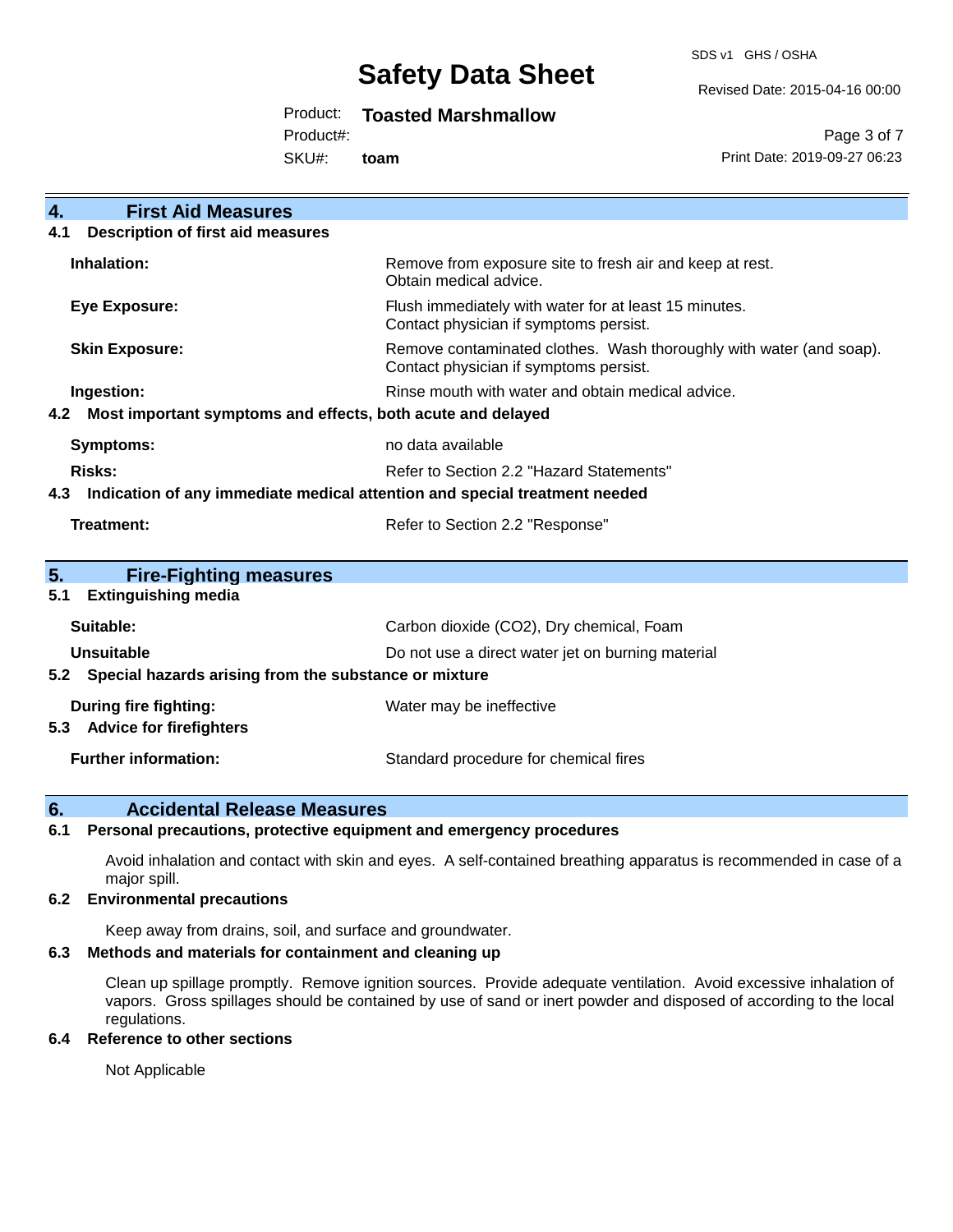## 4. First Aid Measures

### 4.1 Description of first aid measures

| | |
|---|---|
| **Inhalation:** | Remove from exposure site to fresh air and keep at rest. Obtain medical advice. |
| **Eye Exposure:** | Flush immediately with water for at least 15 minutes. Contact physician if symptoms persist. |
| **Skin Exposure:** | Remove contaminated clothes. Wash thoroughly with water (and soap). Contact physician if symptoms persist. |
| **Ingestion:** | Rinse mouth with water and obtain medical advice. |

### 4.2 Most important symptoms and effects, both acute and delayed

| | |
|---|---|
| **Symptoms:** | no data available |
| **Risks:** | Refer to Section 2.2 "Hazard Statements" |

### 4.3 Indication of any immediate medical attention and special treatment needed

| | |
|---|---|
| **Treatment:** | Refer to Section 2.2 "Response" |

## 5. Fire-Fighting measures

### 5.1 Extinguishing media

| | |
|---|---|
| **Suitable:** | Carbon dioxide ($CO_2$), Dry chemical, Foam |
| **Unsuitable** | Do not use a direct water jet on burning material |

### 5.2 Special hazards arising from the substance or mixture

| | |
|---|---|
| **During fire fighting:** | Water may be ineffective |

### 5.3 Advice for firefighters

| | |
|---|---|
| **Further information:** | Standard procedure for chemical fires |

## 6. Accidental Release Measures

### 6.1 Personal precautions, protective equipment and emergency procedures

Avoid inhalation and contact with skin and eyes. A self-contained breathing apparatus is recommended in case of a major spill.

### 6.2 Environmental precautions

Keep away from drains, soil, and surface and groundwater.

### 6.3 Methods and materials for containment and cleaning up

Clean up spillage promptly. Remove ignition sources. Provide adequate ventilation. Avoid excessive inhalation of vapors. Gross spillages should be contained by use of sand or inert powder and disposed of according to the local regulations.

### 6.4 Reference to other sections

Not Applicable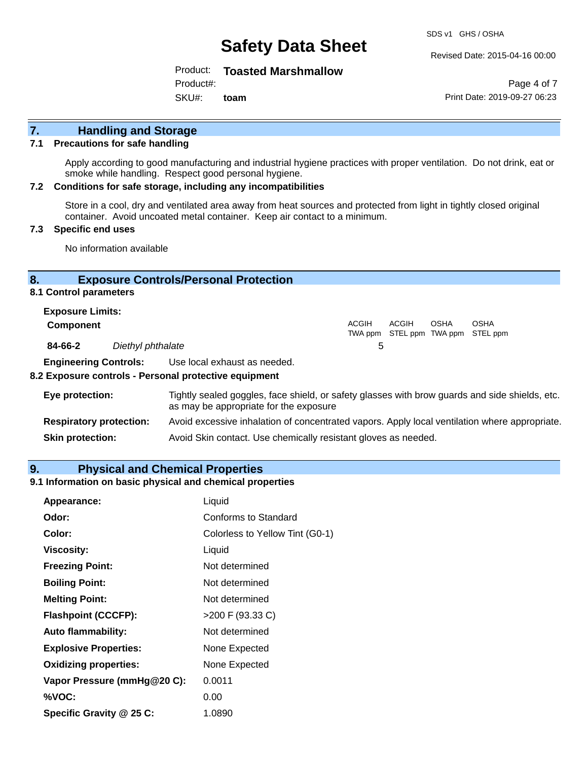## 7. Handling and Storage

### 7.1 Precautions for safe handling

Apply according to good manufacturing and industrial hygiene practices with proper ventilation. Do not drink, eat or smoke while handling. Respect good personal hygiene.

### 7.2 Conditions for safe storage, including any incompatibilities

Store in a cool, dry and ventilated area away from heat sources and protected from light in tightly closed original container. Avoid uncoated metal container. Keep air contact to a minimum.

### 7.3 Specific end uses

No information available

## 8. Exposure Controls/Personal Protection

### 8.1 Control parameters

**Exposure Limits:**

| Component | | ACGIH TWA ppm | ACGIH STEL ppm | OSHA TWA ppm | OSHA STEL ppm |
|---|---|---|---|---|---|
| 84-66-2 | *Diethyl phthalate* | 5 | | | |

**Engineering Controls:** Use local exhaust as needed.

### 8.2 Exposure controls - Personal protective equipment

**Eye protection:** Tightly sealed goggles, face shield, or safety glasses with brow guards and side shields, etc. as may be appropriate for the exposure

**Respiratory protection:** Avoid excessive inhalation of concentrated vapors. Apply local ventilation where appropriate.

**Skin protection:** Avoid Skin contact. Use chemically resistant gloves as needed.

## 9. Physical and Chemical Properties

### 9.1 Information on basic physical and chemical properties

| | |
|---|---|
| **Appearance:** | Liquid |
| **Odor:** | Conforms to Standard |
| **Color:** | Colorless to Yellow Tint (G0-1) |
| **Viscosity:** | Liquid |
| **Freezing Point:** | Not determined |
| **Boiling Point:** | Not determined |
| **Melting Point:** | Not determined |
| **Flashpoint (CCCFP):** | >200 F (93.33 C) |
| **Auto flammability:** | Not determined |
| **Explosive Properties:** | None Expected |
| **Oxidizing properties:** | None Expected |
| **Vapor Pressure (mmHg@20 C):** | 0.0011 |
| **%VOC:** | 0.00 |
| **Specific Gravity @ 25 C:** | 1.0890 |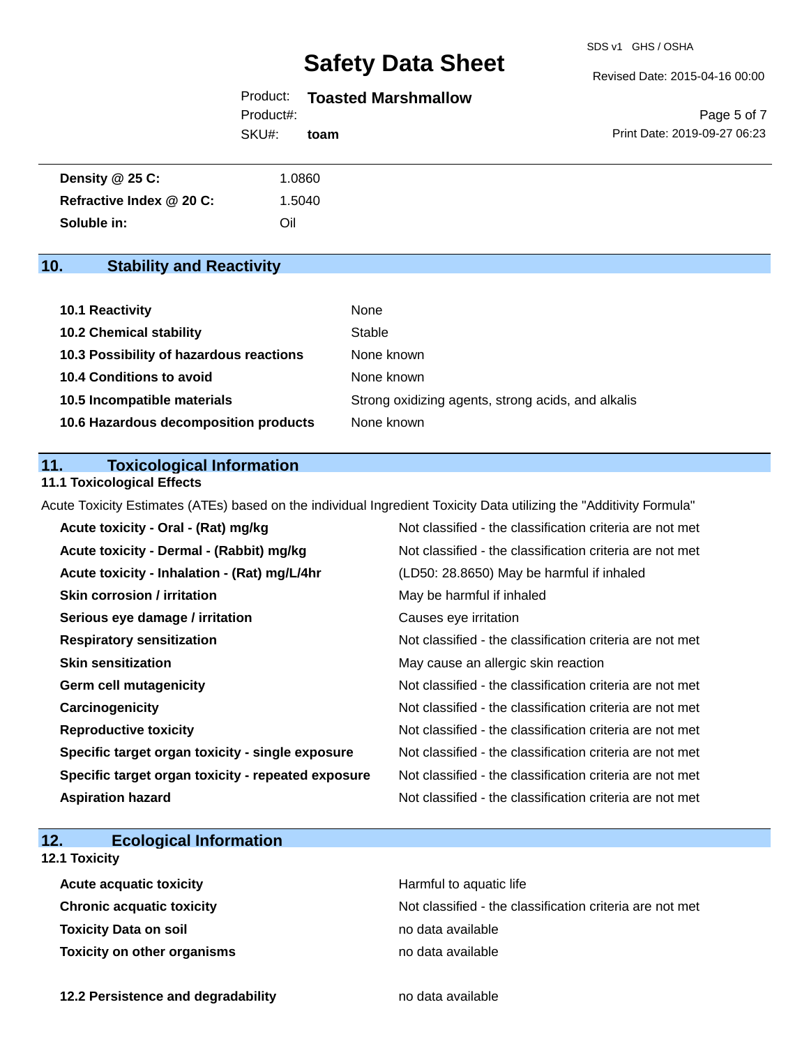| | |
|---|---|
| **Density @ 25 C:** | 1.0860 |
| **Refractive Index @ 20 C:** | 1.5040 |
| **Soluble in:** | Oil |

## 10. Stability and Reactivity

| | |
|---|---|
| **10.1 Reactivity** | None |
| **10.2 Chemical stability** | Stable |
| **10.3 Possibility of hazardous reactions** | None known |
| **10.4 Conditions to avoid** | None known |
| **10.5 Incompatible materials** | Strong oxidizing agents, strong acids, and alkalis |
| **10.6 Hazardous decomposition products** | None known |

## 11. Toxicological Information

### 11.1 Toxicological Effects

Acute Toxicity Estimates (ATEs) based on the individual Ingredient Toxicity Data utilizing the "Additivity Formula"

| | |
|---|---|
| **Acute toxicity - Oral - (Rat) mg/kg** | Not classified - the classification criteria are not met |
| **Acute toxicity - Dermal - (Rabbit) mg/kg** | Not classified - the classification criteria are not met |
| **Acute toxicity - Inhalation - (Rat) mg/L/4hr** | (LD50: 28.8650) May be harmful if inhaled |
| **Skin corrosion / irritation** | May be harmful if inhaled |
| **Serious eye damage / irritation** | Causes eye irritation |
| **Respiratory sensitization** | Not classified - the classification criteria are not met |
| **Skin sensitization** | May cause an allergic skin reaction |
| **Germ cell mutagenicity** | Not classified - the classification criteria are not met |
| **Carcinogenicity** | Not classified - the classification criteria are not met |
| **Reproductive toxicity** | Not classified - the classification criteria are not met |
| **Specific target organ toxicity - single exposure** | Not classified - the classification criteria are not met |
| **Specific target organ toxicity - repeated exposure** | Not classified - the classification criteria are not met |
| **Aspiration hazard** | Not classified - the classification criteria are not met |

## 12. Ecological Information

### 12.1 Toxicity

| | |
|---|---|
| **Acute acquatic toxicity** | Harmful to aquatic life |
| **Chronic acquatic toxicity** | Not classified - the classification criteria are not met |
| **Toxicity Data on soil** | no data available |
| **Toxicity on other organisms** | no data available |

| | |
|---|---|
| **12.2 Persistence and degradability** | no data available |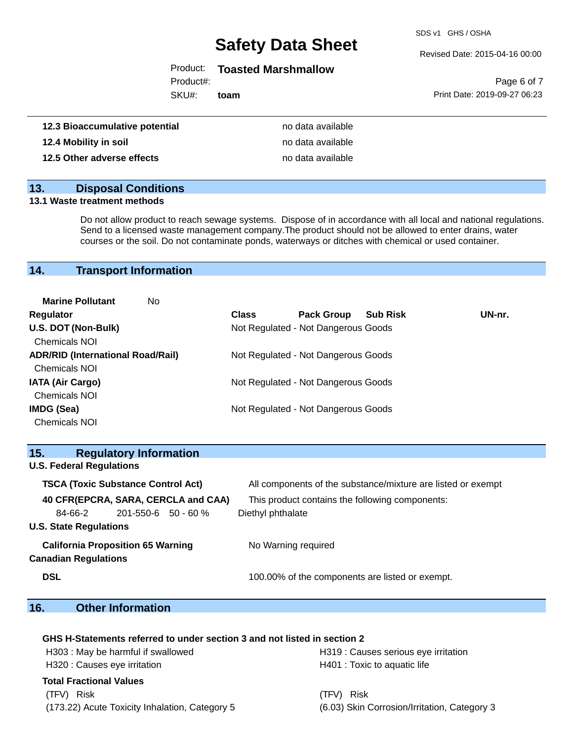| | |
|---|---|
| **12.3 Bioaccumulative potential** | no data available |
| **12.4 Mobility in soil** | no data available |
| **12.5 Other adverse effects** | no data available |

## 13. Disposal Conditions

**13.1 Waste treatment methods**

Do not allow product to reach sewage systems. Dispose of in accordance with all local and national regulations. Send to a licensed waste management company.The product should not be allowed to enter drains, water courses or the soil. Do not contaminate ponds, waterways or ditches with chemical or used container.

## 14. Transport Information

**Marine Pollutant** No

| Regulator | Class | Pack Group | Sub Risk | UN-nr. |
|---|---|---|---|---|
| **U.S. DOT (Non-Bulk)** Chemicals NOI | Not Regulated - Not Dangerous Goods | | | |
| **ADR/RID (International Road/Rail)** Chemicals NOI | Not Regulated - Not Dangerous Goods | | | |
| **IATA (Air Cargo)** Chemicals NOI | Not Regulated - Not Dangerous Goods | | | |
| **IMDG (Sea)** Chemicals NOI | Not Regulated - Not Dangerous Goods | | | |

## 15. Regulatory Information

**U.S. Federal Regulations**

**TSCA (Toxic Substance Control Act)** — All components of the substance/mixture are listed or exempt

**40 CFR(EPCRA, SARA, CERCLA and CAA)** — This product contains the following components:

| | | | |
|---|---|---|---|
| 84-66-2 | 201-550-6 | 50 - 60 % | Diethyl phthalate |

**U.S. State Regulations**

**California Proposition 65 Warning** — No Warning required

**Canadian Regulations**

**DSL** — 100.00% of the components are listed or exempt.

## 16. Other Information

**GHS H-Statements referred to under section 3 and not listed in section 2**

H303 : May be harmful if swallowed
H320 : Causes eye irritation
H319 : Causes serious eye irritation
H401 : Toxic to aquatic life

**Total Fractional Values**

| (TFV) Risk | (TFV) Risk |
|---|---|
| (173.22) Acute Toxicity Inhalation, Category 5 | (6.03) Skin Corrosion/Irritation, Category 3 |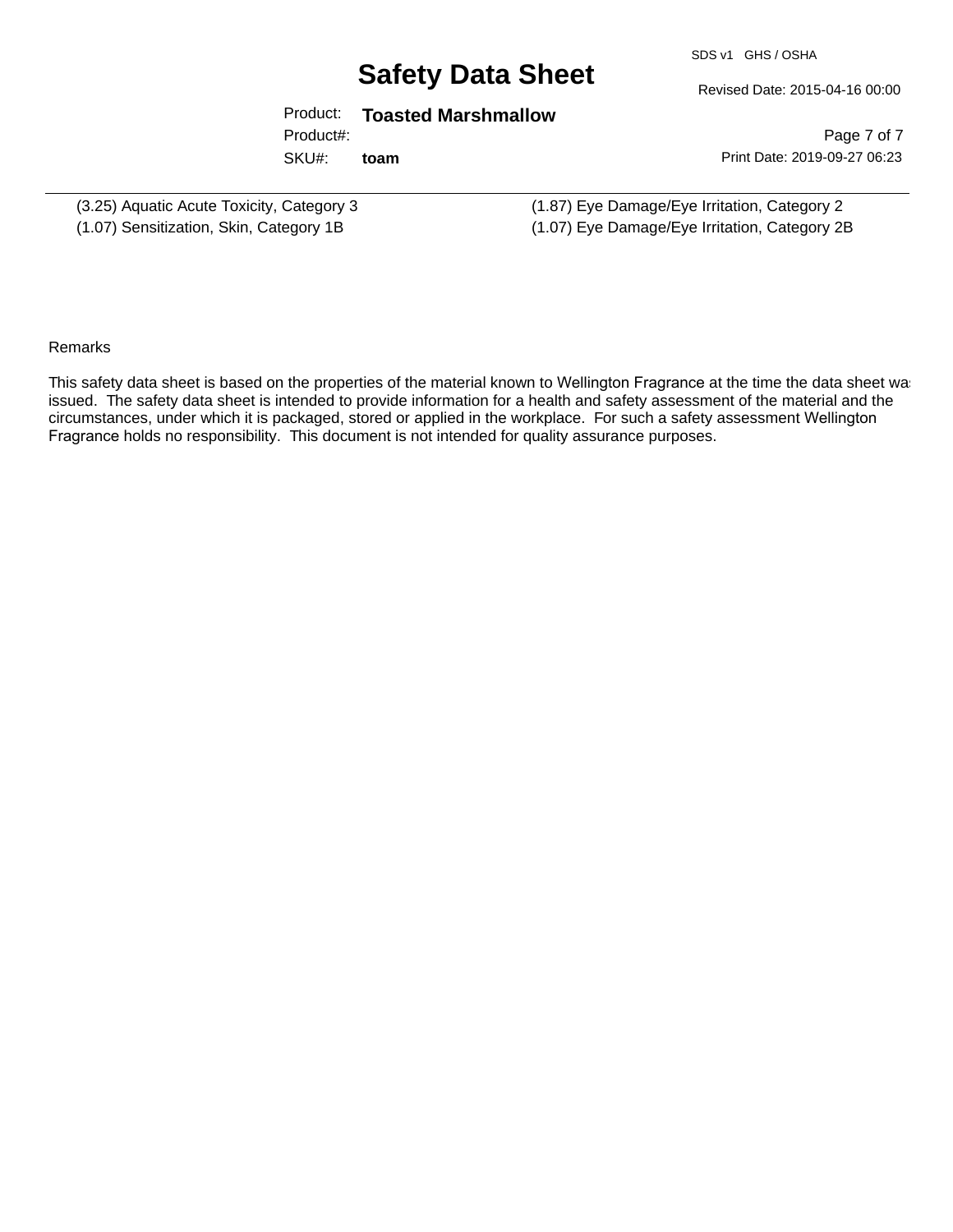| | |
|---|---|
| (3.25) Aquatic Acute Toxicity, Category 3 | (1.87) Eye Damage/Eye Irritation, Category 2 |
| (1.07) Sensitization, Skin, Category 1B | (1.07) Eye Damage/Eye Irritation, Category 2B |

Remarks

This safety data sheet is based on the properties of the material known to Wellington Fragrance at the time the data sheet was issued. The safety data sheet is intended to provide information for a health and safety assessment of the material and the circumstances, under which it is packaged, stored or applied in the workplace. For such a safety assessment Wellington Fragrance holds no responsibility. This document is not intended for quality assurance purposes.